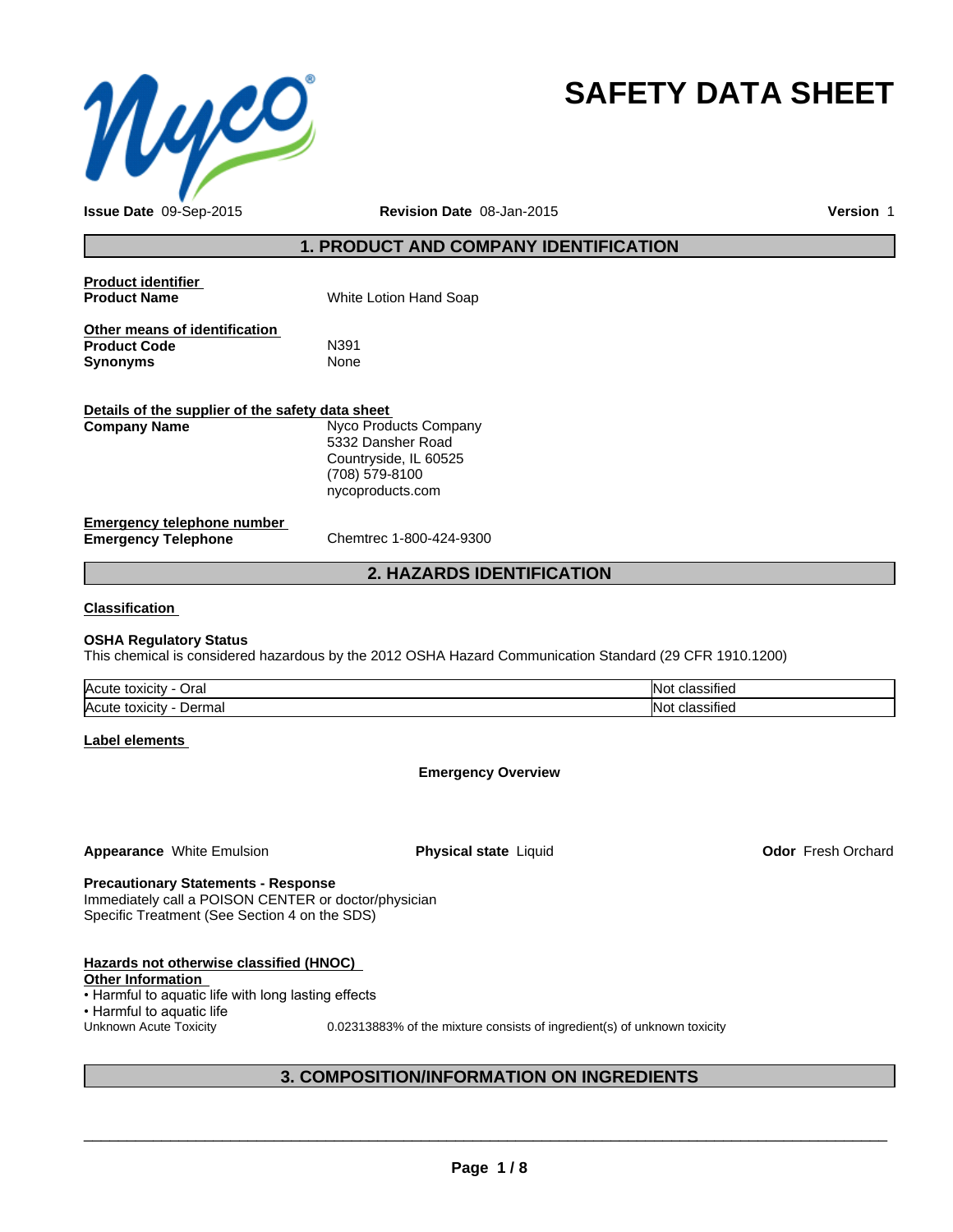# SAFETY DATA SHEET

**Issue Date** 09-Sep-2015 **Revision Date** 08-Jan-2015 **Version** 1

## 1. PRODUCT AND COMPANY IDENTIFICATION

**Product identifier**

**Product Name** White Lotion Hand Soap

**Other means of identification**

**Product Code** N391

**Synonyms** None

**Details of the supplier of the safety data sheet**

**Company Name** Nyco Products Company
5332 Dansher Road
Countryside, IL 60525
(708) 579-8100
nycoproducts.com

**Emergency telephone number**

**Emergency Telephone** Chemtrec 1-800-424-9300

## 2. HAZARDS IDENTIFICATION

**Classification**

**OSHA Regulatory Status**

This chemical is considered hazardous by the 2012 OSHA Hazard Communication Standard (29 CFR 1910.1200)

| | |
|---|---|
| Acute toxicity - Oral | Not classified |
| Acute toxicity - Dermal | Not classified |

**Label elements**

**Emergency Overview**

**Appearance** White Emulsion **Physical state** Liquid **Odor** Fresh Orchard

**Precautionary Statements - Response**

Immediately call a POISON CENTER or doctor/physician
Specific Treatment (See Section 4 on the SDS)

**Hazards not otherwise classified (HNOC)**

**Other Information**

- Harmful to aquatic life with long lasting effects
- Harmful to aquatic life

Unknown Acute Toxicity 0.02313883% of the mixture consists of ingredient(s) of unknown toxicity

## 3. COMPOSITION/INFORMATION ON INGREDIENTS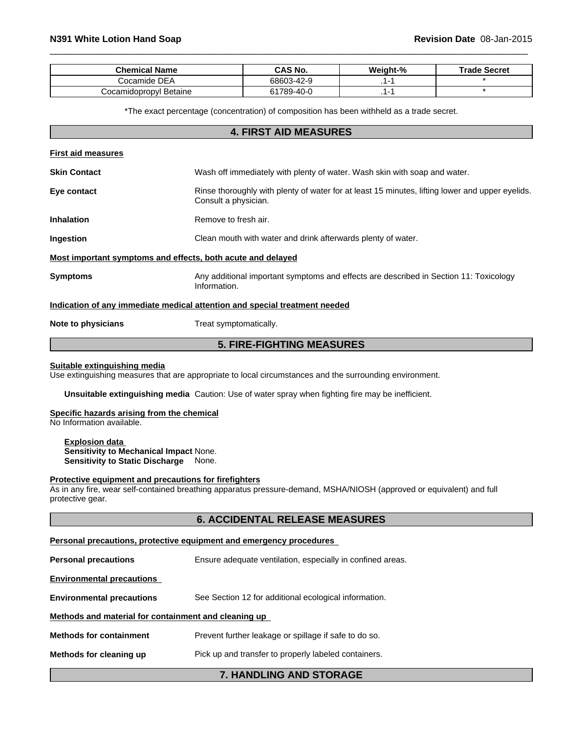| Chemical Name | CAS No. | Weight-% | Trade Secret |
|---|---|---|---|
| Cocamide DEA | 68603-42-9 | .1-1 | * |
| Cocamidopropyl Betaine | 61789-40-0 | .1-1 | * |

*The exact percentage (concentration) of composition has been withheld as a trade secret.

## 4. FIRST AID MEASURES

**First aid measures**

**Skin Contact** Wash off immediately with plenty of water. Wash skin with soap and water.

**Eye contact** Rinse thoroughly with plenty of water for at least 15 minutes, lifting lower and upper eyelids. Consult a physician.

**Inhalation** Remove to fresh air.

**Ingestion** Clean mouth with water and drink afterwards plenty of water.

**Most important symptoms and effects, both acute and delayed**

**Symptoms** Any additional important symptoms and effects are described in Section 11: Toxicology Information.

**Indication of any immediate medical attention and special treatment needed**

**Note to physicians** Treat symptomatically.

## 5. FIRE-FIGHTING MEASURES

**Suitable extinguishing media**

Use extinguishing measures that are appropriate to local circumstances and the surrounding environment.

**Unsuitable extinguishing media** Caution: Use of water spray when fighting fire may be inefficient.

**Specific hazards arising from the chemical**

No Information available.

**Explosion data**

**Sensitivity to Mechanical Impact** None.

**Sensitivity to Static Discharge** None.

**Protective equipment and precautions for firefighters**

As in any fire, wear self-contained breathing apparatus pressure-demand, MSHA/NIOSH (approved or equivalent) and full protective gear.

## 6. ACCIDENTAL RELEASE MEASURES

**Personal precautions, protective equipment and emergency procedures**

**Personal precautions** Ensure adequate ventilation, especially in confined areas.

**Environmental precautions**

**Environmental precautions** See Section 12 for additional ecological information.

**Methods and material for containment and cleaning up**

**Methods for containment** Prevent further leakage or spillage if safe to do so.

**Methods for cleaning up** Pick up and transfer to properly labeled containers.

## 7. HANDLING AND STORAGE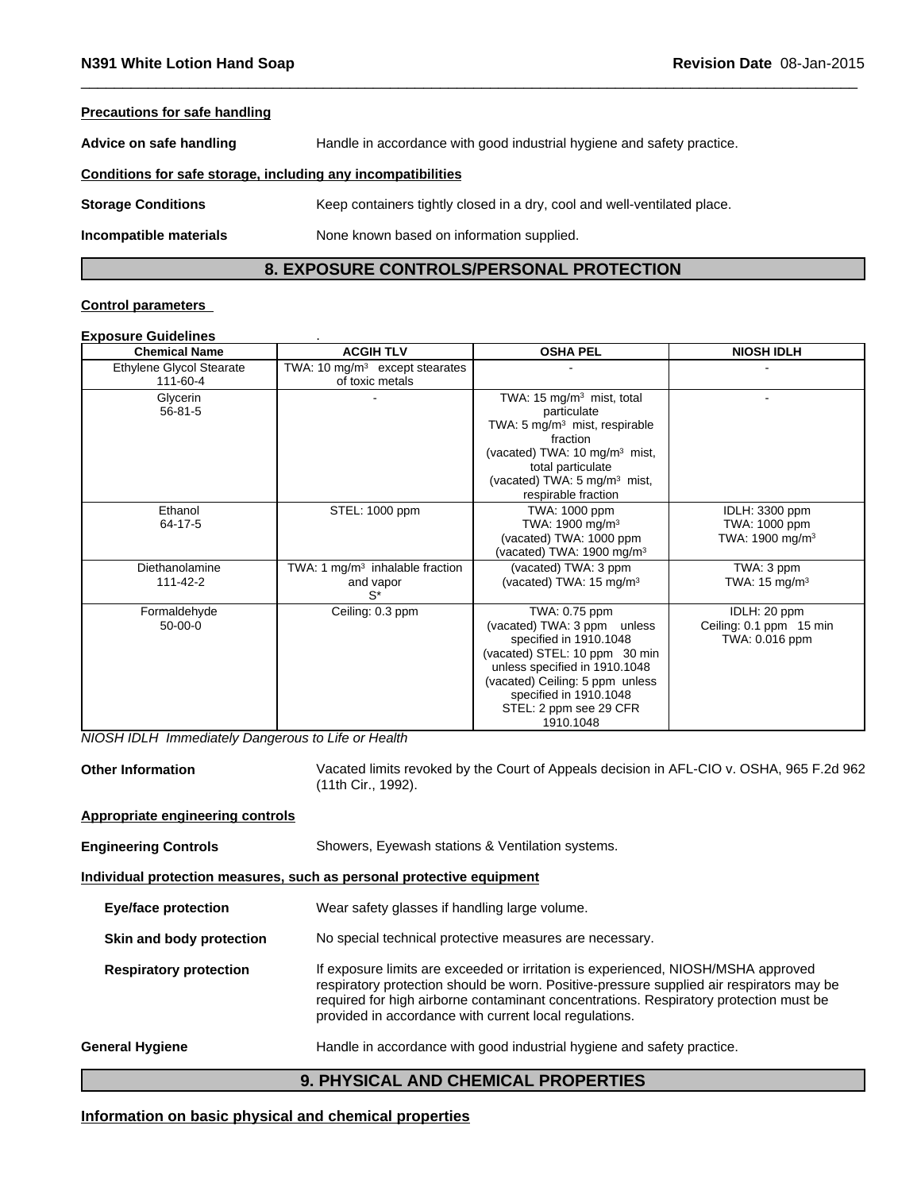**Precautions for safe handling**

**Advice on safe handling** Handle in accordance with good industrial hygiene and safety practice.

**Conditions for safe storage, including any incompatibilities**

**Storage Conditions** Keep containers tightly closed in a dry, cool and well-ventilated place.

**Incompatible materials** None known based on information supplied.

## 8. EXPOSURE CONTROLS/PERSONAL PROTECTION

**Control parameters**

**Exposure Guidelines** .

| Chemical Name | ACGIH TLV | OSHA PEL | NIOSH IDLH |
|---|---|---|---|
| Ethylene Glycol Stearate 111-60-4 | TWA: 10 mg/m$^3$ except stearates of toxic metals | - | - |
| Glycerin 56-81-5 | - | TWA: 15 mg/m$^3$ mist, total particulate TWA: 5 mg/m$^3$ mist, respirable fraction (vacated) TWA: 10 mg/m$^3$ mist, total particulate (vacated) TWA: 5 mg/m$^3$ mist, respirable fraction | - |
| Ethanol 64-17-5 | STEL: 1000 ppm | TWA: 1000 ppm TWA: 1900 mg/m$^3$ (vacated) TWA: 1000 ppm (vacated) TWA: 1900 mg/m$^3$ | IDLH: 3300 ppm TWA: 1000 ppm TWA: 1900 mg/m$^3$ |
| Diethanolamine 111-42-2 | TWA: 1 mg/m$^3$ inhalable fraction and vapor S* | (vacated) TWA: 3 ppm (vacated) TWA: 15 mg/m$^3$ | TWA: 3 ppm TWA: 15 mg/m$^3$ |
| Formaldehyde 50-00-0 | Ceiling: 0.3 ppm | TWA: 0.75 ppm (vacated) TWA: 3 ppm unless specified in 1910.1048 (vacated) STEL: 10 ppm 30 min unless specified in 1910.1048 (vacated) Ceiling: 5 ppm unless specified in 1910.1048 STEL: 2 ppm see 29 CFR 1910.1048 | IDLH: 20 ppm Ceiling: 0.1 ppm 15 min TWA: 0.016 ppm |

*NIOSH IDLH Immediately Dangerous to Life or Health*

**Other Information** Vacated limits revoked by the Court of Appeals decision in AFL-CIO v. OSHA, 965 F.2d 962 (11th Cir., 1992).

**Appropriate engineering controls**

**Engineering Controls** Showers, Eyewash stations & Ventilation systems.

**Individual protection measures, such as personal protective equipment**

**Eye/face protection** Wear safety glasses if handling large volume.

**Skin and body protection** No special technical protective measures are necessary.

**Respiratory protection** If exposure limits are exceeded or irritation is experienced, NIOSH/MSHA approved respiratory protection should be worn. Positive-pressure supplied air respirators may be required for high airborne contaminant concentrations. Respiratory protection must be provided in accordance with current local regulations.

**General Hygiene** Handle in accordance with good industrial hygiene and safety practice.

## 9. PHYSICAL AND CHEMICAL PROPERTIES

**Information on basic physical and chemical properties**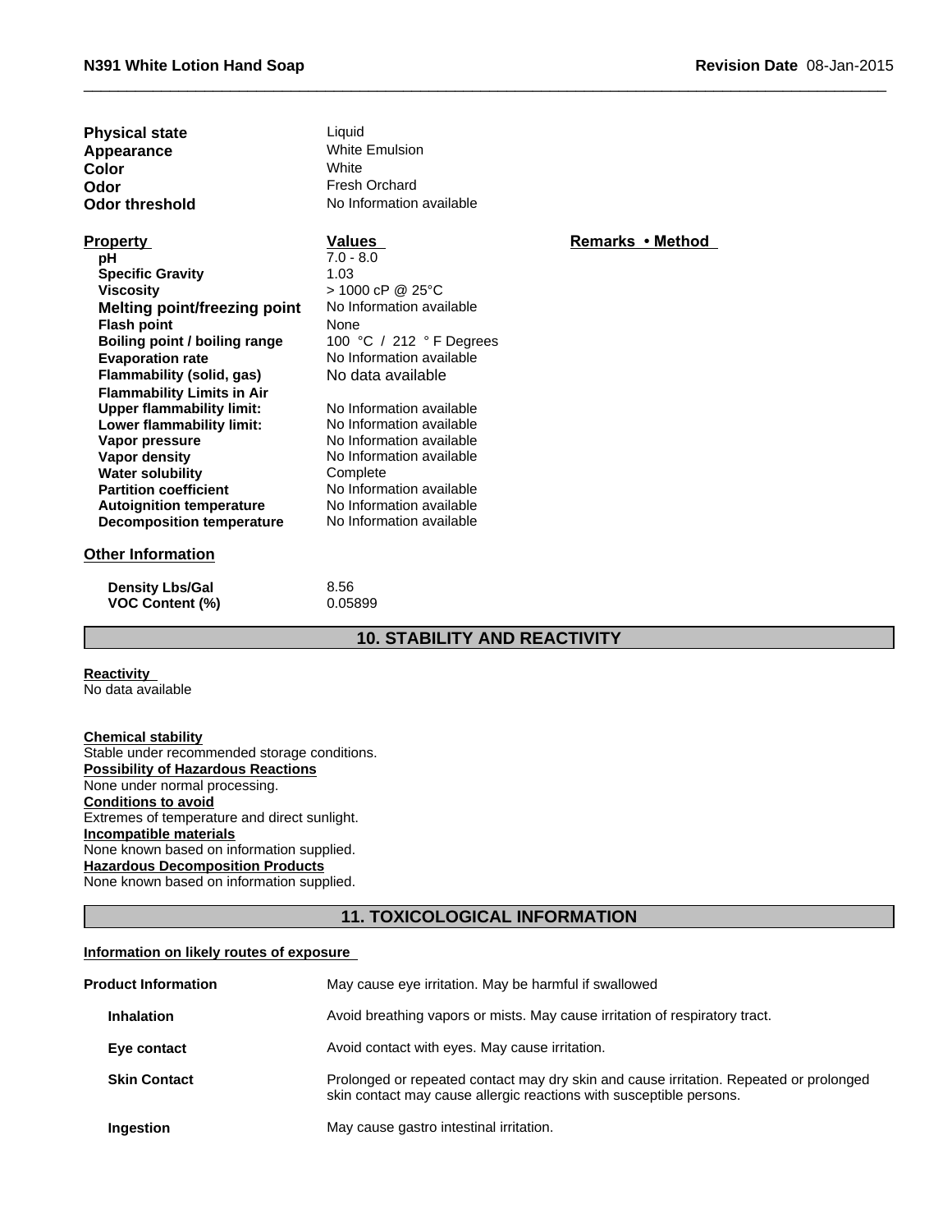| | |
|---|---|
| **Physical state** | Liquid |
| **Appearance** | White Emulsion |
| **Color** | White |
| **Odor** | Fresh Orchard |
| **Odor threshold** | No Information available |

| Property | Values | Remarks • Method |
|---|---|---|
| **pH** | 7.0 - 8.0 | |
| **Specific Gravity** | 1.03 | |
| **Viscosity** | > 1000 cP @ 25°C | |
| **Melting point/freezing point** | No Information available | |
| **Flash point** | None | |
| **Boiling point / boiling range** | 100 °C / 212 ° F Degrees | |
| **Evaporation rate** | No Information available | |
| **Flammability (solid, gas)** | No data available | |
| **Flammability Limits in Air** | | |
| **Upper flammability limit:** | No Information available | |
| **Lower flammability limit:** | No Information available | |
| **Vapor pressure** | No Information available | |
| **Vapor density** | No Information available | |
| **Water solubility** | Complete | |
| **Partition coefficient** | No Information available | |
| **Autoignition temperature** | No Information available | |
| **Decomposition temperature** | No Information available | |

**Other Information**

| | |
|---|---|
| **Density Lbs/Gal** | 8.56 |
| **VOC Content (%)** | 0.05899 |

## 10. STABILITY AND REACTIVITY

**Reactivity**
No data available

**Chemical stability**
Stable under recommended storage conditions.

**Possibility of Hazardous Reactions**
None under normal processing.

**Conditions to avoid**
Extremes of temperature and direct sunlight.

**Incompatible materials**
None known based on information supplied.

**Hazardous Decomposition Products**
None known based on information supplied.

## 11. TOXICOLOGICAL INFORMATION

**Information on likely routes of exposure**

| | |
|---|---|
| **Product Information** | May cause eye irritation. May be harmful if swallowed |
| **Inhalation** | Avoid breathing vapors or mists. May cause irritation of respiratory tract. |
| **Eye contact** | Avoid contact with eyes. May cause irritation. |
| **Skin Contact** | Prolonged or repeated contact may dry skin and cause irritation. Repeated or prolonged skin contact may cause allergic reactions with susceptible persons. |
| **Ingestion** | May cause gastro intestinal irritation. |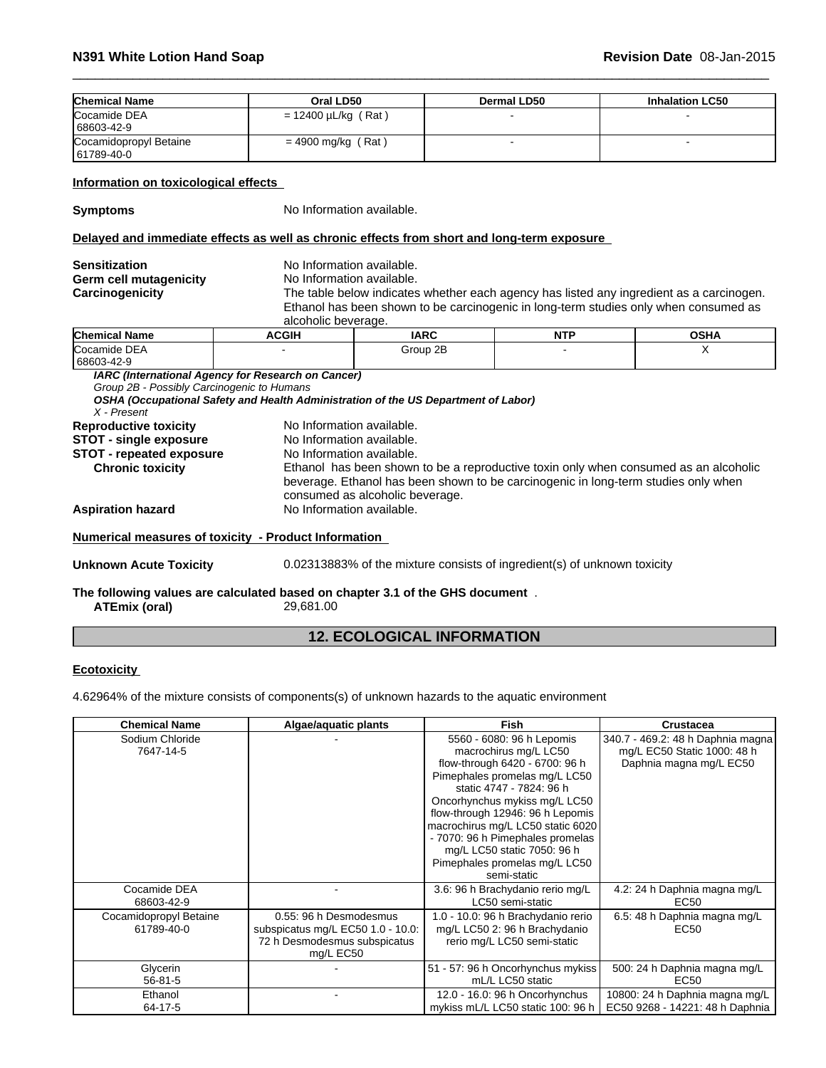| Chemical Name | Oral LD50 | Dermal LD50 | Inhalation LC50 |
|---|---|---|---|
| Cocamide DEA 68603-42-9 | = 12400 µL/kg ( Rat ) | - | - |
| Cocamidopropyl Betaine 61789-40-0 | = 4900 mg/kg ( Rat ) | - | - |

**Information on toxicological effects**

**Symptoms** No Information available.

**Delayed and immediate effects as well as chronic effects from short and long-term exposure**

**Sensitization** No Information available.
**Germ cell mutagenicity** No Information available.
**Carcinogenicity** The table below indicates whether each agency has listed any ingredient as a carcinogen. Ethanol has been shown to be carcinogenic in long-term studies only when consumed as alcoholic beverage.

| Chemical Name | ACGIH | IARC | NTP | OSHA |
|---|---|---|---|---|
| Cocamide DEA 68603-42-9 | - | Group 2B | - | X |

***IARC (International Agency for Research on Cancer)***
*Group 2B - Possibly Carcinogenic to Humans*
***OSHA (Occupational Safety and Health Administration of the US Department of Labor)***
*X - Present*

**Reproductive toxicity** No Information available.
**STOT - single exposure** No Information available.
**STOT - repeated exposure** No Information available.
**Chronic toxicity** Ethanol has been shown to be a reproductive toxin only when consumed as an alcoholic beverage. Ethanol has been shown to be carcinogenic in long-term studies only when consumed as alcoholic beverage.
**Aspiration hazard** No Information available.

**Numerical measures of toxicity - Product Information**

**Unknown Acute Toxicity** 0.02313883% of the mixture consists of ingredient(s) of unknown toxicity

**The following values are calculated based on chapter 3.1 of the GHS document** .
**ATEmix (oral)** 29,681.00

## 12. ECOLOGICAL INFORMATION

**Ecotoxicity**

4.62964% of the mixture consists of components(s) of unknown hazards to the aquatic environment

| Chemical Name | Algae/aquatic plants | Fish | Crustacea |
|---|---|---|---|
| Sodium Chloride 7647-14-5 | - | 5560 - 6080: 96 h Lepomis macrochirus mg/L LC50 flow-through 6420 - 6700: 96 h Pimephales promelas mg/L LC50 static 4747 - 7824: 96 h Oncorhynchus mykiss mg/L LC50 flow-through 12946: 96 h Lepomis macrochirus mg/L LC50 static 6020 - 7070: 96 h Pimephales promelas mg/L LC50 static 7050: 96 h Pimephales promelas mg/L LC50 semi-static | 340.7 - 469.2: 48 h Daphnia magna mg/L EC50 Static 1000: 48 h Daphnia magna mg/L EC50 |
| Cocamide DEA 68603-42-9 | - | 3.6: 96 h Brachydanio rerio mg/L LC50 semi-static | 4.2: 24 h Daphnia magna mg/L EC50 |
| Cocamidopropyl Betaine 61789-40-0 | 0.55: 96 h Desmodesmus subspicatus mg/L EC50 1.0 - 10.0: 72 h Desmodesmus subspicatus mg/L EC50 | 1.0 - 10.0: 96 h Brachydanio rerio mg/L LC50 2: 96 h Brachydanio rerio mg/L LC50 semi-static | 6.5: 48 h Daphnia magna mg/L EC50 |
| Glycerin 56-81-5 | - | 51 - 57: 96 h Oncorhynchus mykiss mL/L LC50 static | 500: 24 h Daphnia magna mg/L EC50 |
| Ethanol 64-17-5 | - | 12.0 - 16.0: 96 h Oncorhynchus mykiss mL/L LC50 static 100: 96 h | 10800: 24 h Daphnia magna mg/L EC50 9268 - 14221: 48 h Daphnia |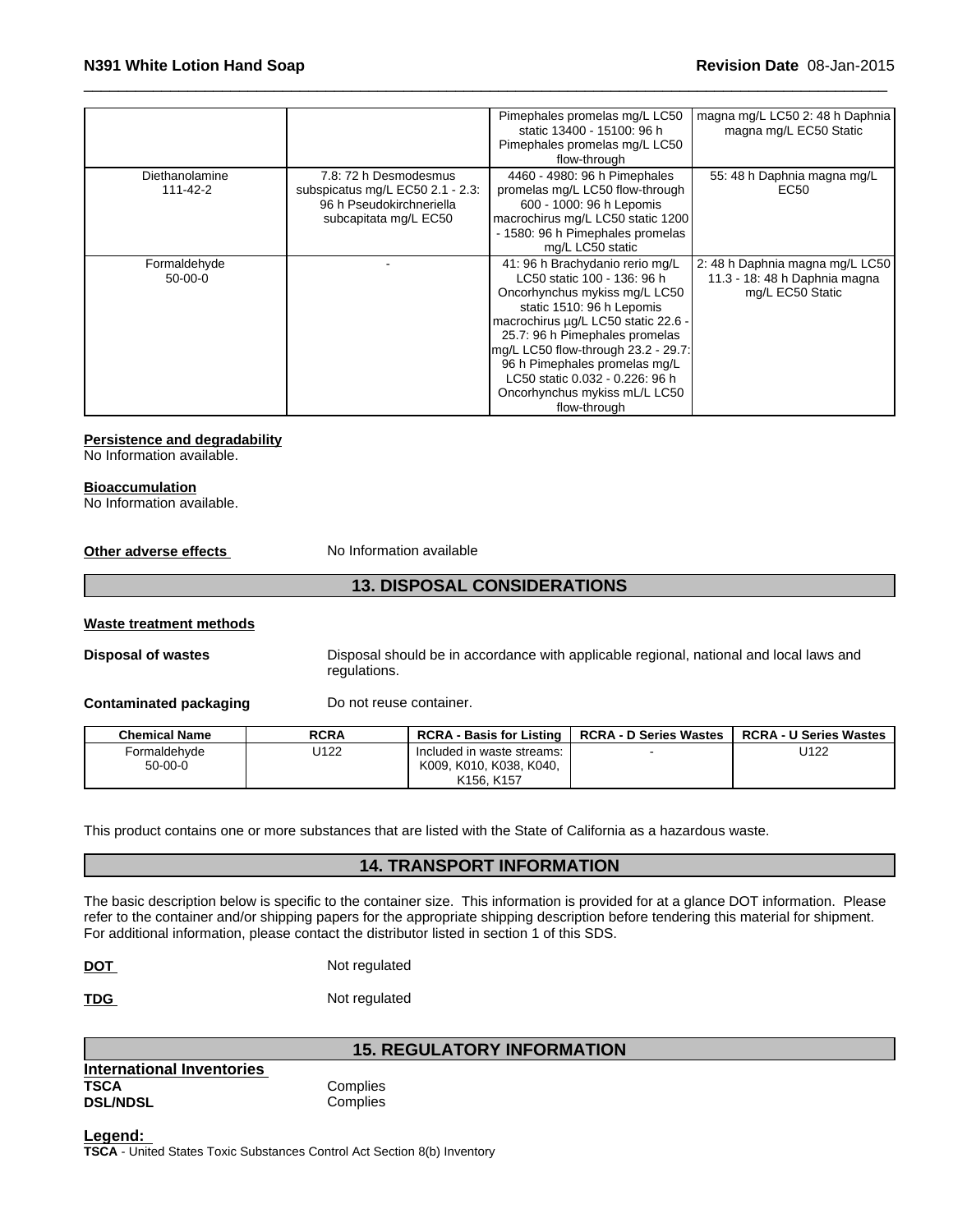| | | | |
|---|---|---|---|
| | | Pimephales promelas mg/L LC50 static 13400 - 15100: 96 h Pimephales promelas mg/L LC50 flow-through | magna mg/L LC50 2: 48 h Daphnia magna mg/L EC50 Static |
| Diethanolamine 111-42-2 | 7.8: 72 h Desmodesmus subspicatus mg/L EC50 2.1 - 2.3: 96 h Pseudokirchneriella subcapitata mg/L EC50 | 4460 - 4980: 96 h Pimephales promelas mg/L LC50 flow-through 600 - 1000: 96 h Lepomis macrochirus mg/L LC50 static 1200 - 1580: 96 h Pimephales promelas mg/L LC50 static | 55: 48 h Daphnia magna mg/L EC50 |
| Formaldehyde 50-00-0 | - | 41: 96 h Brachydanio rerio mg/L LC50 static 100 - 136: 96 h Oncorhynchus mykiss mg/L LC50 static 1510: 96 h Lepomis macrochirus µg/L LC50 static 22.6 - 25.7: 96 h Pimephales promelas mg/L LC50 flow-through 23.2 - 29.7: 96 h Pimephales promelas mg/L LC50 static 0.032 - 0.226: 96 h Oncorhynchus mykiss mL/L LC50 flow-through | 2: 48 h Daphnia magna mg/L LC50 11.3 - 18: 48 h Daphnia magna mg/L EC50 Static |

**Persistence and degradability**
No Information available.

**Bioaccumulation**
No Information available.

**Other adverse effects** No Information available

## 13. DISPOSAL CONSIDERATIONS

**Waste treatment methods**

**Disposal of wastes** Disposal should be in accordance with applicable regional, national and local laws and regulations.

**Contaminated packaging** Do not reuse container.

| Chemical Name | RCRA | RCRA - Basis for Listing | RCRA - D Series Wastes | RCRA - U Series Wastes |
|---|---|---|---|---|
| Formaldehyde 50-00-0 | U122 | Included in waste streams: K009, K010, K038, K040, K156, K157 | - | U122 |

This product contains one or more substances that are listed with the State of California as a hazardous waste.

## 14. TRANSPORT INFORMATION

The basic description below is specific to the container size. This information is provided for at a glance DOT information. Please refer to the container and/or shipping papers for the appropriate shipping description before tendering this material for shipment. For additional information, please contact the distributor listed in section 1 of this SDS.

**DOT** Not regulated

**TDG** Not regulated

## 15. REGULATORY INFORMATION

**International Inventories**

**TSCA** Complies
**DSL/NDSL** Complies

**Legend:**
**TSCA** - United States Toxic Substances Control Act Section 8(b) Inventory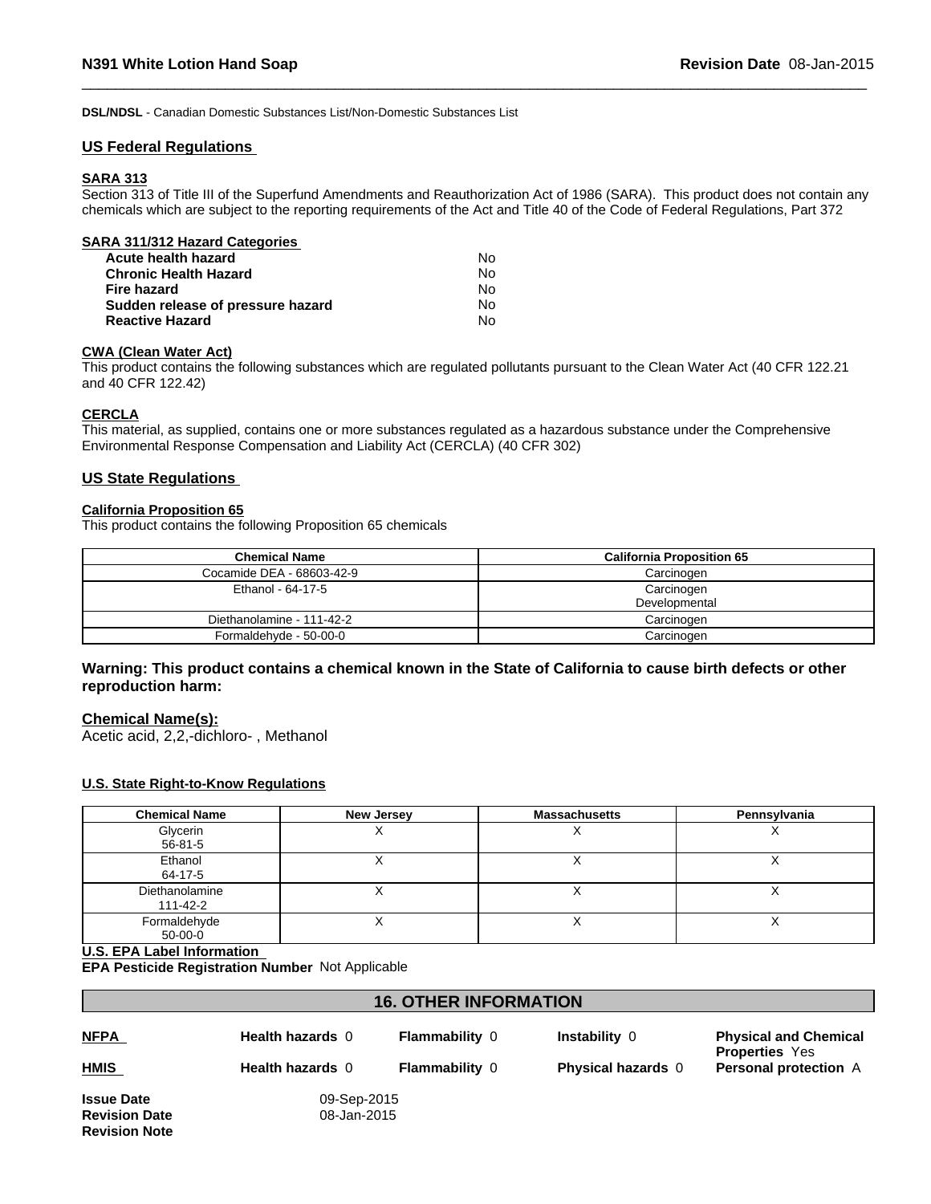**DSL/NDSL** - Canadian Domestic Substances List/Non-Domestic Substances List

## US Federal Regulations

### SARA 313

Section 313 of Title III of the Superfund Amendments and Reauthorization Act of 1986 (SARA). This product does not contain any chemicals which are subject to the reporting requirements of the Act and Title 40 of the Code of Federal Regulations, Part 372

### SARA 311/312 Hazard Categories

| | |
|---|---|
| **Acute health hazard** | No |
| **Chronic Health Hazard** | No |
| **Fire hazard** | No |
| **Sudden release of pressure hazard** | No |
| **Reactive Hazard** | No |

### CWA (Clean Water Act)

This product contains the following substances which are regulated pollutants pursuant to the Clean Water Act (40 CFR 122.21 and 40 CFR 122.42)

### CERCLA

This material, as supplied, contains one or more substances regulated as a hazardous substance under the Comprehensive Environmental Response Compensation and Liability Act (CERCLA) (40 CFR 302)

## US State Regulations

### California Proposition 65

This product contains the following Proposition 65 chemicals

| Chemical Name | California Proposition 65 |
|---|---|
| Cocamide DEA - 68603-42-9 | Carcinogen |
| Ethanol - 64-17-5 | Carcinogen<br>Developmental |
| Diethanolamine - 111-42-2 | Carcinogen |
| Formaldehyde - 50-00-0 | Carcinogen |

**Warning: This product contains a chemical known in the State of California to cause birth defects or other reproduction harm:**

**Chemical Name(s):**

Acetic acid, 2,2,-dichloro- , Methanol

### U.S. State Right-to-Know Regulations

| Chemical Name | New Jersey | Massachusetts | Pennsylvania |
|---|---|---|---|
| Glycerin<br>56-81-5 | X | X | X |
| Ethanol<br>64-17-5 | X | X | X |
| Diethanolamine<br>111-42-2 | X | X | X |
| Formaldehyde<br>50-00-0 | X | X | X |

**U.S. EPA Label Information**

**EPA Pesticide Registration Number** Not Applicable

## 16. OTHER INFORMATION

| | | | | |
|---|---|---|---|---|
| **NFPA** | **Health hazards** 0 | **Flammability** 0 | **Instability** 0 | **Physical and Chemical Properties** Yes |
| **HMIS** | **Health hazards** 0 | **Flammability** 0 | **Physical hazards** 0 | **Personal protection** A |

**Issue Date** 09-Sep-2015
**Revision Date** 08-Jan-2015
**Revision Note**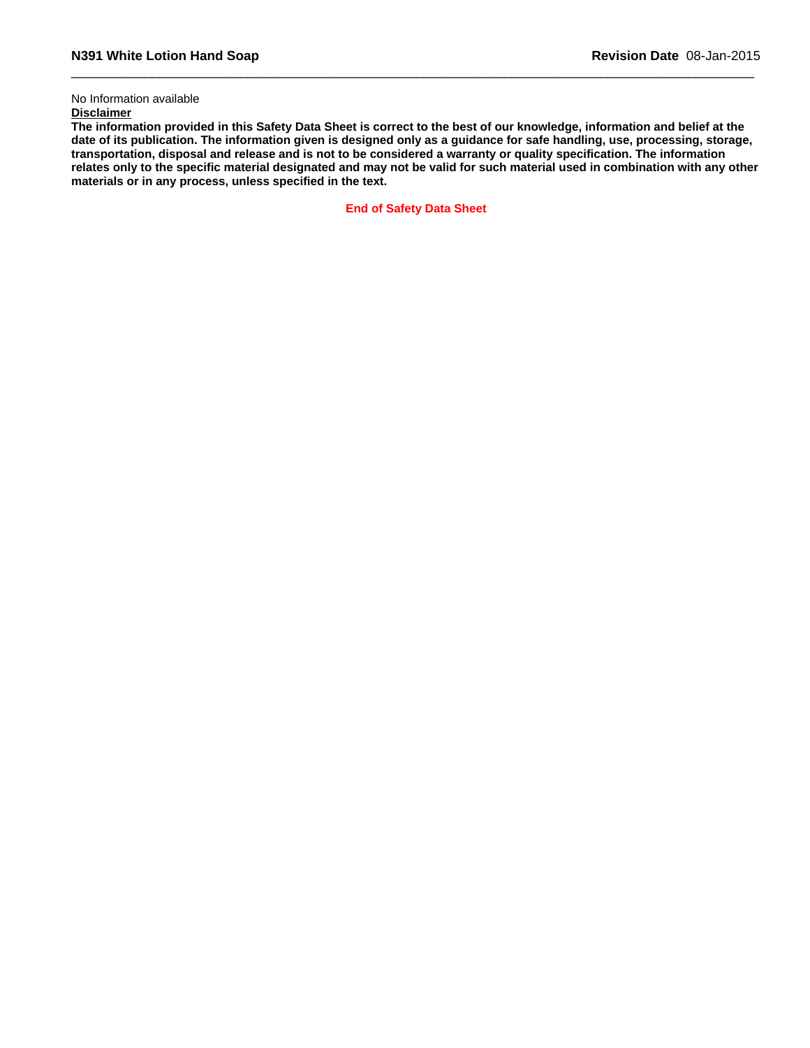No Information available

**Disclaimer**

**The information provided in this Safety Data Sheet is correct to the best of our knowledge, information and belief at the date of its publication. The information given is designed only as a guidance for safe handling, use, processing, storage, transportation, disposal and release and is not to be considered a warranty or quality specification. The information relates only to the specific material designated and may not be valid for such material used in combination with any other materials or in any process, unless specified in the text.**

**End of Safety Data Sheet**